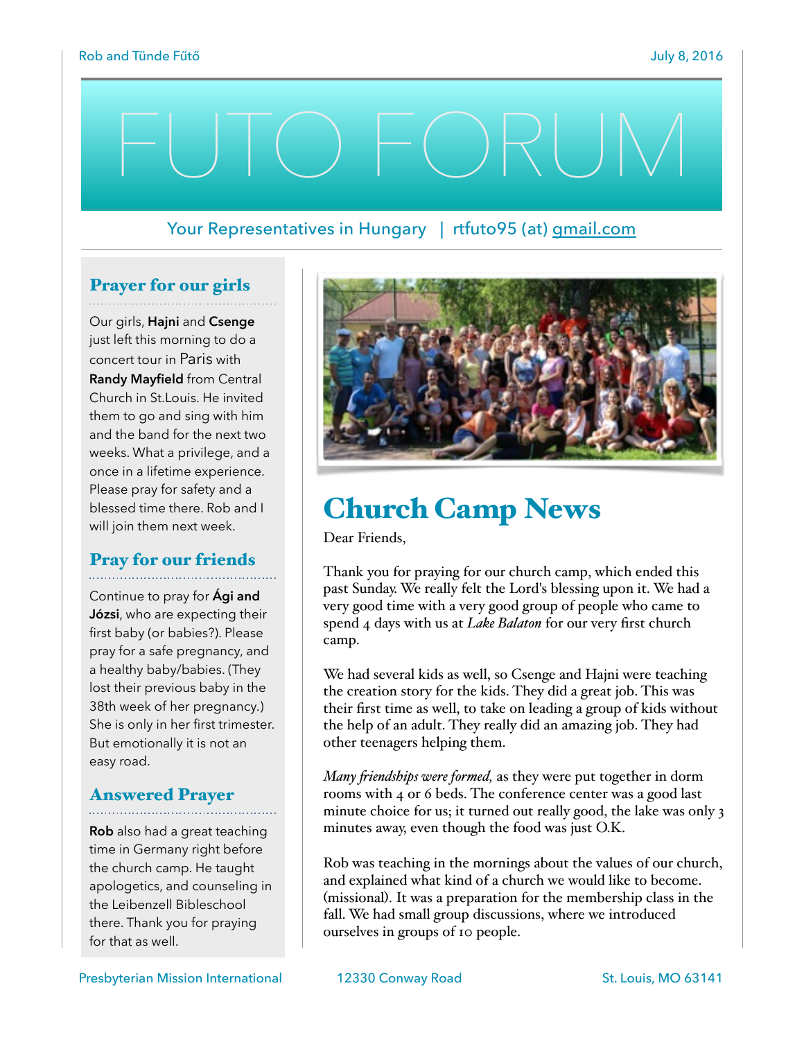# FUTO FORUM

Your Representatives in Hungary | rtfuto95 (at) gmail.com

## Prayer for our girls

Our girls, **Hajni** and **Csenge** just left this morning to do a concert tour in Paris with **Randy Mayfield** from Central Church in St.Louis. He invited them to go and sing with him and the band for the next two weeks. What a privilege, and a once in a lifetime experience. Please pray for safety and a blessed time there. Rob and I will join them next week.

## Pray for our friends

Continue to pray for **Ági and Józsi**, who are expecting their first baby (or babies?). Please pray for a safe pregnancy, and a healthy baby/babies. (They lost their previous baby in the 38th week of her pregnancy.) She is only in her first trimester. But emotionally it is not an easy road.

## Answered Prayer

**Rob** also had a great teaching time in Germany right before the church camp. He taught apologetics, and counseling in the Leibenzell Bibleschool there. Thank you for praying for that as well.

# Church Camp News

Dear Friends,

Thank you for praying for our church camp, which ended this past Sunday. We really felt the Lord's blessing upon it. We had a very good time with a very good group of people who came to spend 4 days with us at *Lake Balaton* for our very first church camp.

We had several kids as well, so Csenge and Hajni were teaching the creation story for the kids. They did a great job. This was their first time as well, to take on leading a group of kids without the help of an adult. They really did an amazing job. They had other teenagers helping them.

*Many friendships were formed,* as they were put together in dorm rooms with 4 or 6 beds. The conference center was a good last minute choice for us; it turned out really good, the lake was only 3 minutes away, even though the food was just O.K.

Rob was teaching in the mornings about the values of our church, and explained what kind of a church we would like to become. (missional). It was a preparation for the membership class in the fall. We had small group discussions, where we introduced ourselves in groups of 10 people.

Presbyterian Mission International    12330 Conway Road    St. Louis, MO 63141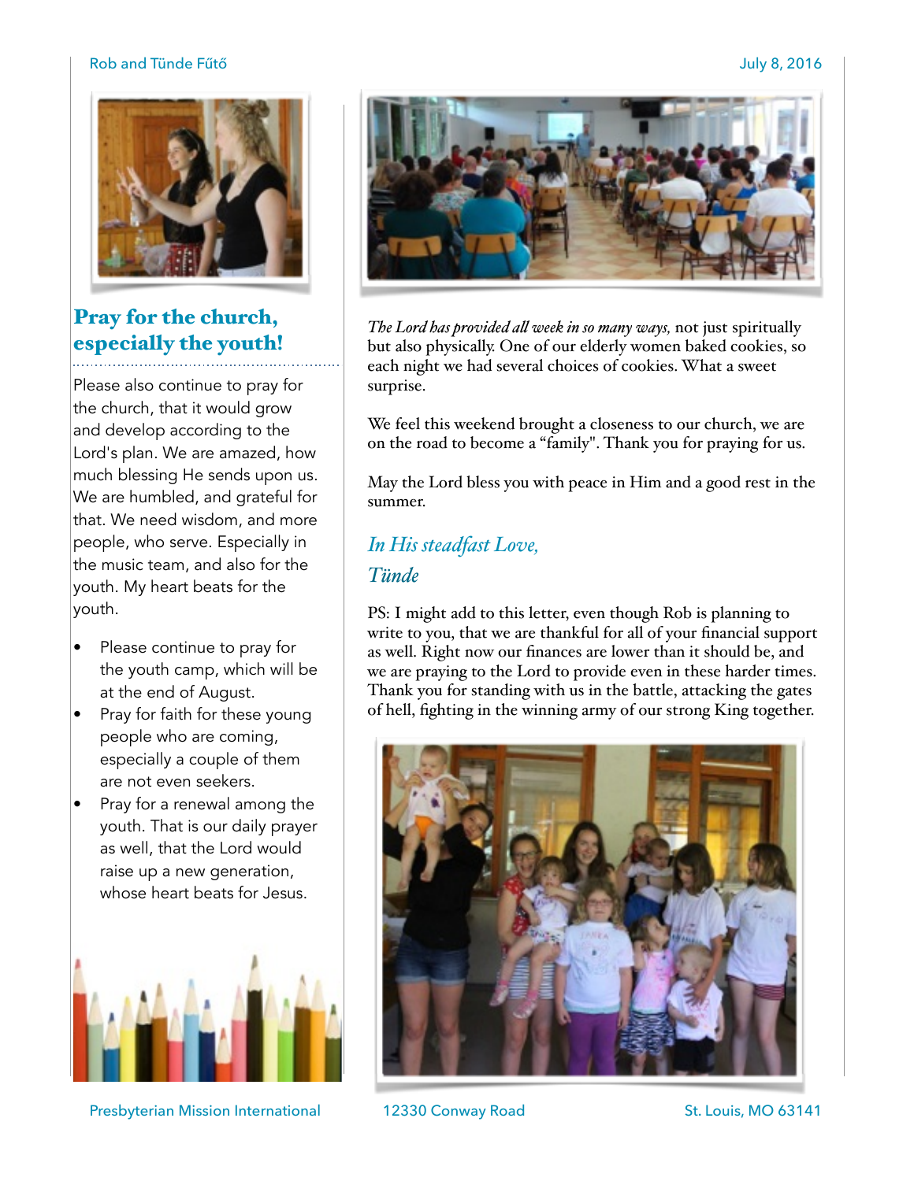## Pray for the church, especially the youth!

Please also continue to pray for the church, that it would grow and develop according to the Lord's plan. We are amazed, how much blessing He sends upon us. We are humbled, and grateful for that. We need wisdom, and more people, who serve. Especially in the music team, and also for the youth. My heart beats for the youth.

- Please continue to pray for the youth camp, which will be at the end of August.
- Pray for faith for these young people who are coming, especially a couple of them are not even seekers.
- Pray for a renewal among the youth. That is our daily prayer as well, that the Lord would raise up a new generation, whose heart beats for Jesus.

*The Lord has provided all week in so many ways,* not just spiritually but also physically. One of our elderly women baked cookies, so each night we had several choices of cookies. What a sweet surprise.

We feel this weekend brought a closeness to our church, we are on the road to become a "family". Thank you for praying for us.

May the Lord bless you with peace in Him and a good rest in the summer.

*In His steadfast Love,*

*Tünde*

PS: I might add to this letter, even though Rob is planning to write to you, that we are thankful for all of your financial support as well. Right now our finances are lower than it should be, and we are praying to the Lord to provide even in these harder times. Thank you for standing with us in the battle, attacking the gates of hell, fighting in the winning army of our strong King together.